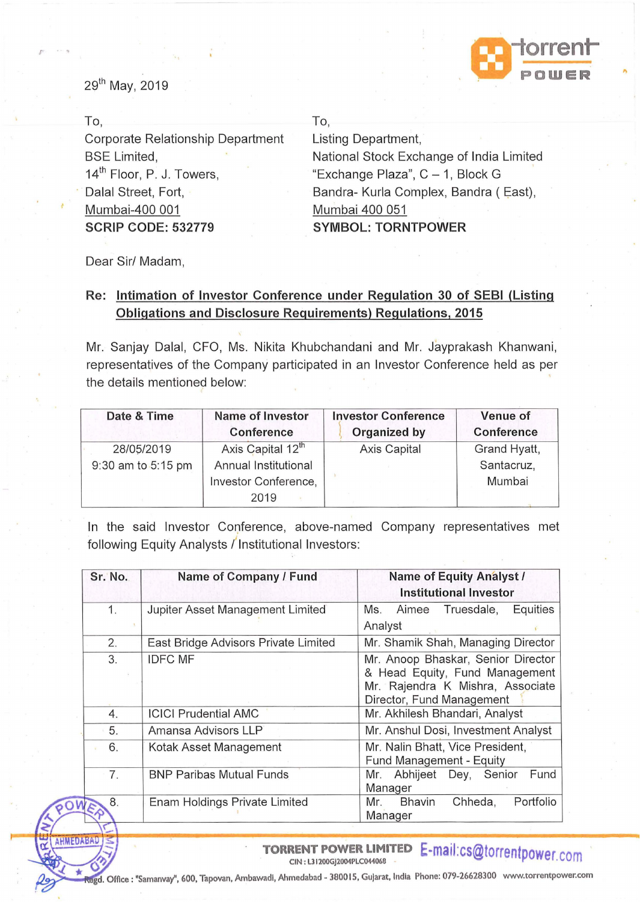29th May, 2019

To,
Corporate Relationship Department
BSE Limited,
14th Floor, P. J. Towers,
Dalal Street, Fort,
Mumbai-400 001
**SCRIP CODE: 532779**

To,
Listing Department,
National Stock Exchange of India Limited
"Exchange Plaza", C – 1, Block G
Bandra- Kurla Complex, Bandra ( East),
Mumbai 400 051
**SYMBOL: TORNTPOWER**

Dear Sir/ Madam,

**Re: Intimation of Investor Conference under Regulation 30 of SEBI (Listing Obligations and Disclosure Requirements) Regulations, 2015**

Mr. Sanjay Dalal, CFO, Ms. Nikita Khubchandani and Mr. Jayprakash Khanwani, representatives of the Company participated in an Investor Conference held as per the details mentioned below:

| Date & Time | Name of Investor Conference | Investor Conference Organized by | Venue of Conference |
|---|---|---|---|
| 28/05/2019 9:30 am to 5:15 pm | Axis Capital 12th Annual Institutional Investor Conference, 2019 | Axis Capital | Grand Hyatt, Santacruz, Mumbai |

In the said Investor Conference, above-named Company representatives met following Equity Analysts / Institutional Investors:

| Sr. No. | Name of Company / Fund | Name of Equity Analyst / Institutional Investor |
|---|---|---|
| 1. | Jupiter Asset Management Limited | Ms. Aimee Truesdale, Equities Analyst |
| 2. | East Bridge Advisors Private Limited | Mr. Shamik Shah, Managing Director |
| 3. | IDFC MF | Mr. Anoop Bhaskar, Senior Director & Head Equity, Fund Management<br>Mr. Rajendra K Mishra, Associate Director, Fund Management |
| 4. | ICICI Prudential AMC | Mr. Akhilesh Bhandari, Analyst |
| 5. | Amansa Advisors LLP | Mr. Anshul Dosi, Investment Analyst |
| 6. | Kotak Asset Management | Mr. Nalin Bhatt, Vice President, Fund Management - Equity |
| 7. | BNP Paribas Mutual Funds | Mr. Abhijeet Dey, Senior Fund Manager |
| 8. | Enam Holdings Private Limited | Mr. Bhavin Chheda, Portfolio Manager |

**TORRENT POWER LIMITED** E-mail:cs@torrentpower.com
CIN : L31200GJ2004PLC044068
Regd. Office : "Samanvay", 600, Tapovan, Ambawadi, Ahmedabad - 380015, Gujarat, India Phone: 079-26628300 www.torrentpower.com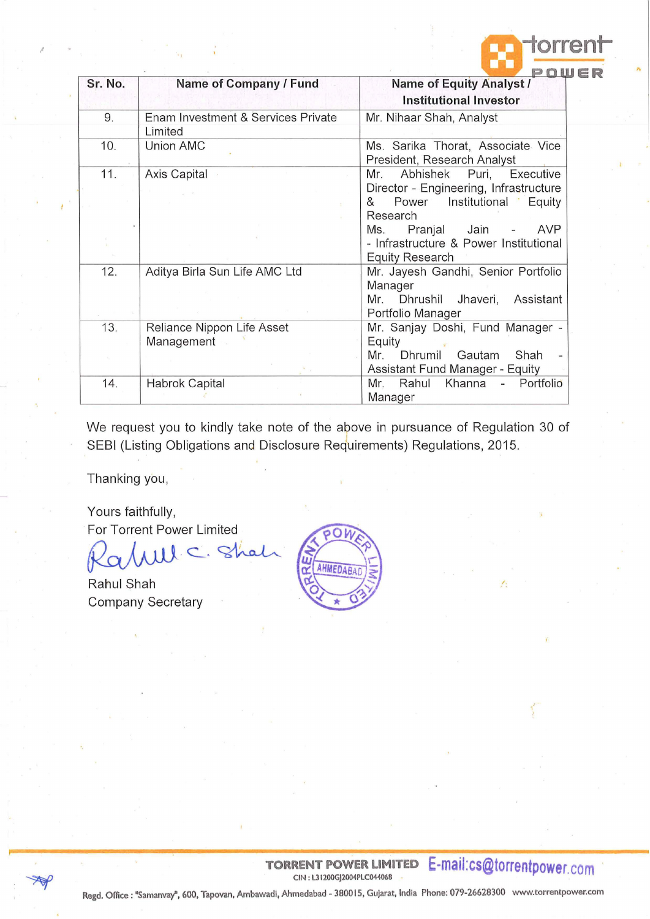| Sr. No. | Name of Company / Fund | Name of Equity Analyst / Institutional Investor |
|---|---|---|
| 9. | Enam Investment & Services Private Limited | Mr. Nihaar Shah, Analyst |
| 10. | Union AMC | Ms. Sarika Thorat, Associate Vice President, Research Analyst |
| 11. | Axis Capital | Mr. Abhishek Puri, Executive Director - Engineering, Infrastructure & Power Institutional Equity Research<br>Ms. Pranjal Jain - AVP - Infrastructure & Power Institutional Equity Research |
| 12. | Aditya Birla Sun Life AMC Ltd | Mr. Jayesh Gandhi, Senior Portfolio Manager<br>Mr. Dhrushil Jhaveri, Assistant Portfolio Manager |
| 13. | Reliance Nippon Life Asset Management | Mr. Sanjay Doshi, Fund Manager - Equity<br>Mr. Dhrumil Gautam Shah - Assistant Fund Manager - Equity |
| 14. | Habrok Capital | Mr. Rahul Khanna - Portfolio Manager |

We request you to kindly take note of the above in pursuance of Regulation 30 of SEBI (Listing Obligations and Disclosure Requirements) Regulations, 2015.

Thanking you,

Yours faithfully,
For Torrent Power Limited

Rahul Shah
Company Secretary

TORRENT POWER LIMITED E-mail:cs@torrentpower.com
CIN : L31200GJ2004PLC044068
Regd. Office : "Samanvay", 600, Tapovan, Ambawadi, Ahmedabad - 380015, Gujarat, India Phone: 079-26628300 www.torrentpower.com